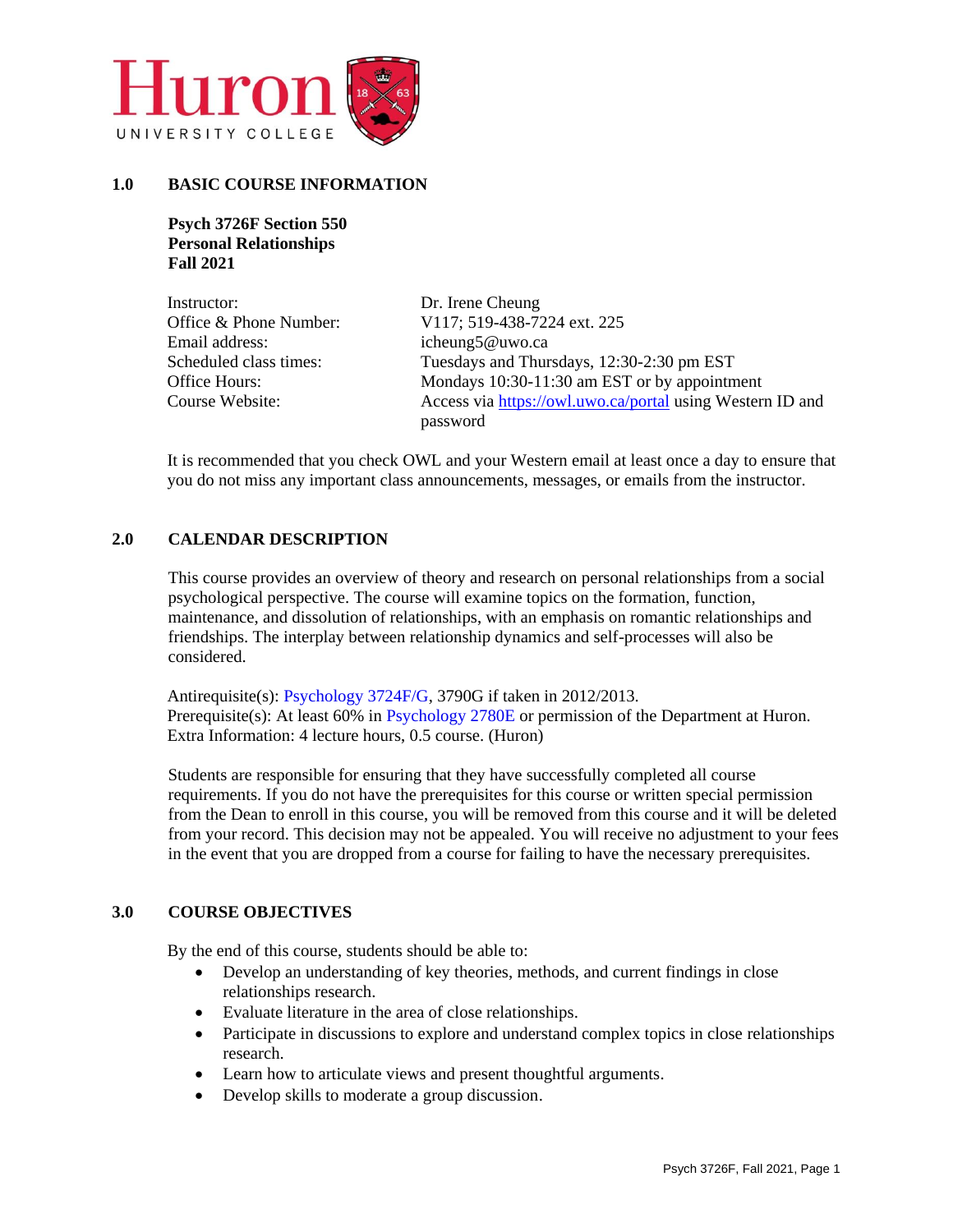Huron UNIVERSITY COLLEGE

## 1.0 BASIC COURSE INFORMATION

**Psych 3726F Section 550**
**Personal Relationships**
**Fall 2021**

| | |
|---|---|
| Instructor: | Dr. Irene Cheung |
| Office & Phone Number: | V117; 519-438-7224 ext. 225 |
| Email address: | icheung5@uwo.ca |
| Scheduled class times: | Tuesdays and Thursdays, 12:30-2:30 pm EST |
| Office Hours: | Mondays 10:30-11:30 am EST or by appointment |
| Course Website: | Access via https://owl.uwo.ca/portal using Western ID and password |

It is recommended that you check OWL and your Western email at least once a day to ensure that you do not miss any important class announcements, messages, or emails from the instructor.

## 2.0 CALENDAR DESCRIPTION

This course provides an overview of theory and research on personal relationships from a social psychological perspective. The course will examine topics on the formation, function, maintenance, and dissolution of relationships, with an emphasis on romantic relationships and friendships. The interplay between relationship dynamics and self-processes will also be considered.

Antirequisite(s): Psychology 3724F/G, 3790G if taken in 2012/2013.
Prerequisite(s): At least 60% in Psychology 2780E or permission of the Department at Huron.
Extra Information: 4 lecture hours, 0.5 course. (Huron)

Students are responsible for ensuring that they have successfully completed all course requirements. If you do not have the prerequisites for this course or written special permission from the Dean to enroll in this course, you will be removed from this course and it will be deleted from your record. This decision may not be appealed. You will receive no adjustment to your fees in the event that you are dropped from a course for failing to have the necessary prerequisites.

## 3.0 COURSE OBJECTIVES

By the end of this course, students should be able to:

- Develop an understanding of key theories, methods, and current findings in close relationships research.
- Evaluate literature in the area of close relationships.
- Participate in discussions to explore and understand complex topics in close relationships research.
- Learn how to articulate views and present thoughtful arguments.
- Develop skills to moderate a group discussion.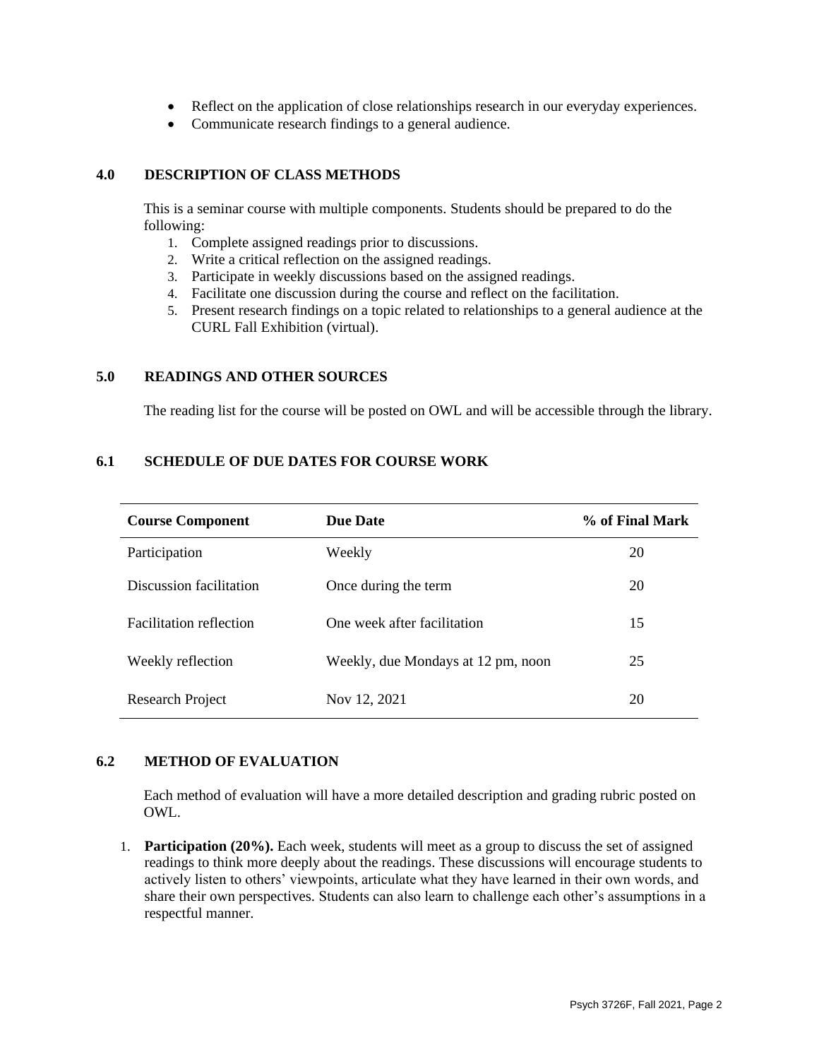- Reflect on the application of close relationships research in our everyday experiences.
- Communicate research findings to a general audience.

## 4.0 DESCRIPTION OF CLASS METHODS

This is a seminar course with multiple components. Students should be prepared to do the following:

1. Complete assigned readings prior to discussions.
2. Write a critical reflection on the assigned readings.
3. Participate in weekly discussions based on the assigned readings.
4. Facilitate one discussion during the course and reflect on the facilitation.
5. Present research findings on a topic related to relationships to a general audience at the CURL Fall Exhibition (virtual).

## 5.0 READINGS AND OTHER SOURCES

The reading list for the course will be posted on OWL and will be accessible through the library.

## 6.1 SCHEDULE OF DUE DATES FOR COURSE WORK

| Course Component | Due Date | % of Final Mark |
|---|---|---|
| Participation | Weekly | 20 |
| Discussion facilitation | Once during the term | 20 |
| Facilitation reflection | One week after facilitation | 15 |
| Weekly reflection | Weekly, due Mondays at 12 pm, noon | 25 |
| Research Project | Nov 12, 2021 | 20 |

## 6.2 METHOD OF EVALUATION

Each method of evaluation will have a more detailed description and grading rubric posted on OWL.

1. **Participation (20%).** Each week, students will meet as a group to discuss the set of assigned readings to think more deeply about the readings. These discussions will encourage students to actively listen to others' viewpoints, articulate what they have learned in their own words, and share their own perspectives. Students can also learn to challenge each other's assumptions in a respectful manner.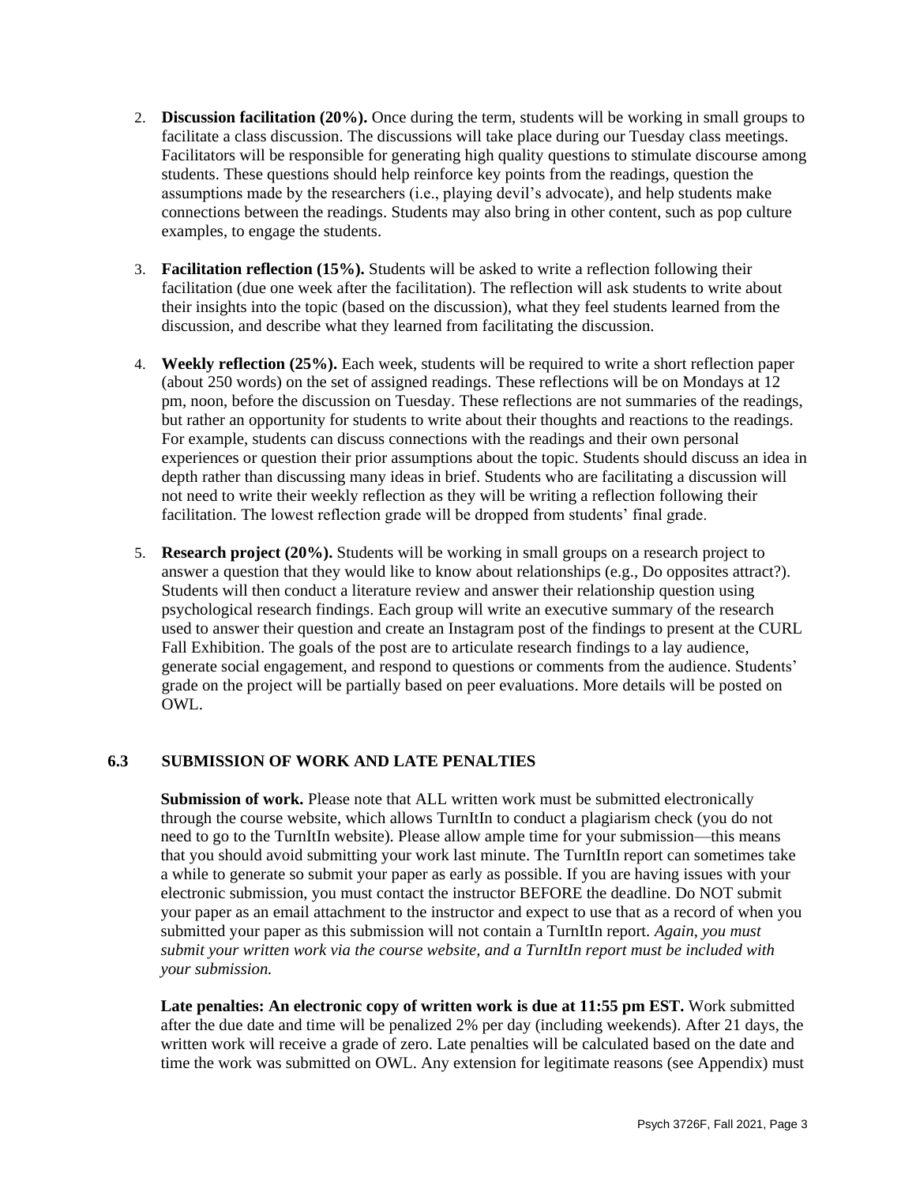2. **Discussion facilitation (20%).** Once during the term, students will be working in small groups to facilitate a class discussion. The discussions will take place during our Tuesday class meetings. Facilitators will be responsible for generating high quality questions to stimulate discourse among students. These questions should help reinforce key points from the readings, question the assumptions made by the researchers (i.e., playing devil's advocate), and help students make connections between the readings. Students may also bring in other content, such as pop culture examples, to engage the students.

3. **Facilitation reflection (15%).** Students will be asked to write a reflection following their facilitation (due one week after the facilitation). The reflection will ask students to write about their insights into the topic (based on the discussion), what they feel students learned from the discussion, and describe what they learned from facilitating the discussion.

4. **Weekly reflection (25%).** Each week, students will be required to write a short reflection paper (about 250 words) on the set of assigned readings. These reflections will be on Mondays at 12 pm, noon, before the discussion on Tuesday. These reflections are not summaries of the readings, but rather an opportunity for students to write about their thoughts and reactions to the readings. For example, students can discuss connections with the readings and their own personal experiences or question their prior assumptions about the topic. Students should discuss an idea in depth rather than discussing many ideas in brief. Students who are facilitating a discussion will not need to write their weekly reflection as they will be writing a reflection following their facilitation. The lowest reflection grade will be dropped from students' final grade.

5. **Research project (20%).** Students will be working in small groups on a research project to answer a question that they would like to know about relationships (e.g., Do opposites attract?). Students will then conduct a literature review and answer their relationship question using psychological research findings. Each group will write an executive summary of the research used to answer their question and create an Instagram post of the findings to present at the CURL Fall Exhibition. The goals of the post are to articulate research findings to a lay audience, generate social engagement, and respond to questions or comments from the audience. Students' grade on the project will be partially based on peer evaluations. More details will be posted on OWL.

### 6.3 SUBMISSION OF WORK AND LATE PENALTIES

**Submission of work.** Please note that ALL written work must be submitted electronically through the course website, which allows TurnItIn to conduct a plagiarism check (you do not need to go to the TurnItIn website). Please allow ample time for your submission—this means that you should avoid submitting your work last minute. The TurnItIn report can sometimes take a while to generate so submit your paper as early as possible. If you are having issues with your electronic submission, you must contact the instructor BEFORE the deadline. Do NOT submit your paper as an email attachment to the instructor and expect to use that as a record of when you submitted your paper as this submission will not contain a TurnItIn report. *Again, you must submit your written work via the course website, and a TurnItIn report must be included with your submission.*

**Late penalties: An electronic copy of written work is due at 11:55 pm EST.** Work submitted after the due date and time will be penalized 2% per day (including weekends). After 21 days, the written work will receive a grade of zero. Late penalties will be calculated based on the date and time the work was submitted on OWL. Any extension for legitimate reasons (see Appendix) must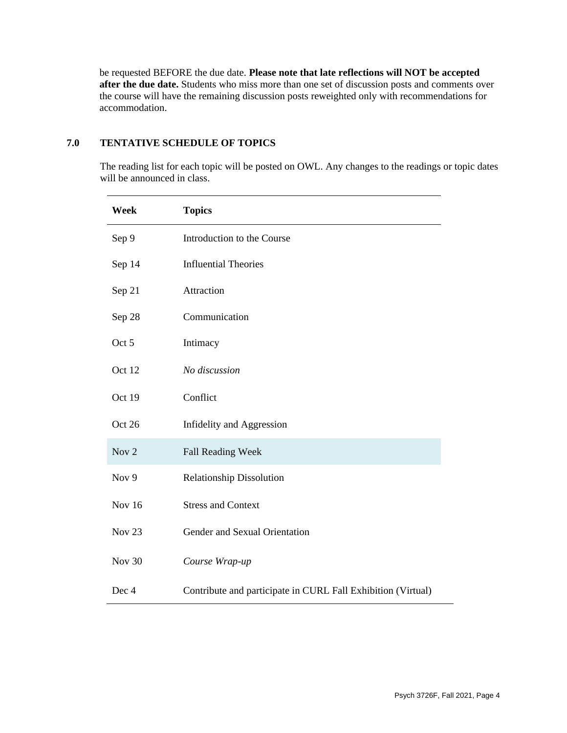be requested BEFORE the due date. **Please note that late reflections will NOT be accepted after the due date.** Students who miss more than one set of discussion posts and comments over the course will have the remaining discussion posts reweighted only with recommendations for accommodation.

## 7.0 TENTATIVE SCHEDULE OF TOPICS

The reading list for each topic will be posted on OWL. Any changes to the readings or topic dates will be announced in class.

| Week | Topics |
|---|---|
| Sep 9 | Introduction to the Course |
| Sep 14 | Influential Theories |
| Sep 21 | Attraction |
| Sep 28 | Communication |
| Oct 5 | Intimacy |
| Oct 12 | *No discussion* |
| Oct 19 | Conflict |
| Oct 26 | Infidelity and Aggression |
| Nov 2 | Fall Reading Week |
| Nov 9 | Relationship Dissolution |
| Nov 16 | Stress and Context |
| Nov 23 | Gender and Sexual Orientation |
| Nov 30 | *Course Wrap-up* |
| Dec 4 | Contribute and participate in CURL Fall Exhibition (Virtual) |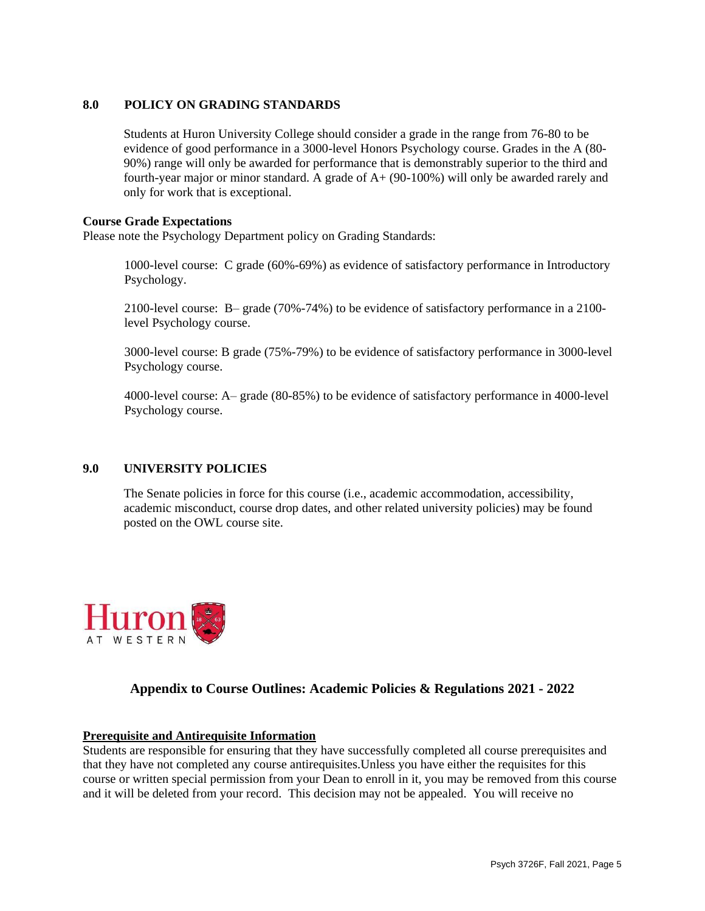## 8.0 POLICY ON GRADING STANDARDS

Students at Huron University College should consider a grade in the range from 76-80 to be evidence of good performance in a 3000-level Honors Psychology course. Grades in the A (80-90%) range will only be awarded for performance that is demonstrably superior to the third and fourth-year major or minor standard. A grade of A+ (90-100%) will only be awarded rarely and only for work that is exceptional.

**Course Grade Expectations**

Please note the Psychology Department policy on Grading Standards:

1000-level course: C grade (60%-69%) as evidence of satisfactory performance in Introductory Psychology.

2100-level course: B– grade (70%-74%) to be evidence of satisfactory performance in a 2100-level Psychology course.

3000-level course: B grade (75%-79%) to be evidence of satisfactory performance in 3000-level Psychology course.

4000-level course: A– grade (80-85%) to be evidence of satisfactory performance in 4000-level Psychology course.

## 9.0 UNIVERSITY POLICIES

The Senate policies in force for this course (i.e., academic accommodation, accessibility, academic misconduct, course drop dates, and other related university policies) may be found posted on the OWL course site.

Huron AT WESTERN

## Appendix to Course Outlines: Academic Policies & Regulations 2021 - 2022

**Prerequisite and Antirequisite Information**

Students are responsible for ensuring that they have successfully completed all course prerequisites and that they have not completed any course antirequisites.Unless you have either the requisites for this course or written special permission from your Dean to enroll in it, you may be removed from this course and it will be deleted from your record. This decision may not be appealed. You will receive no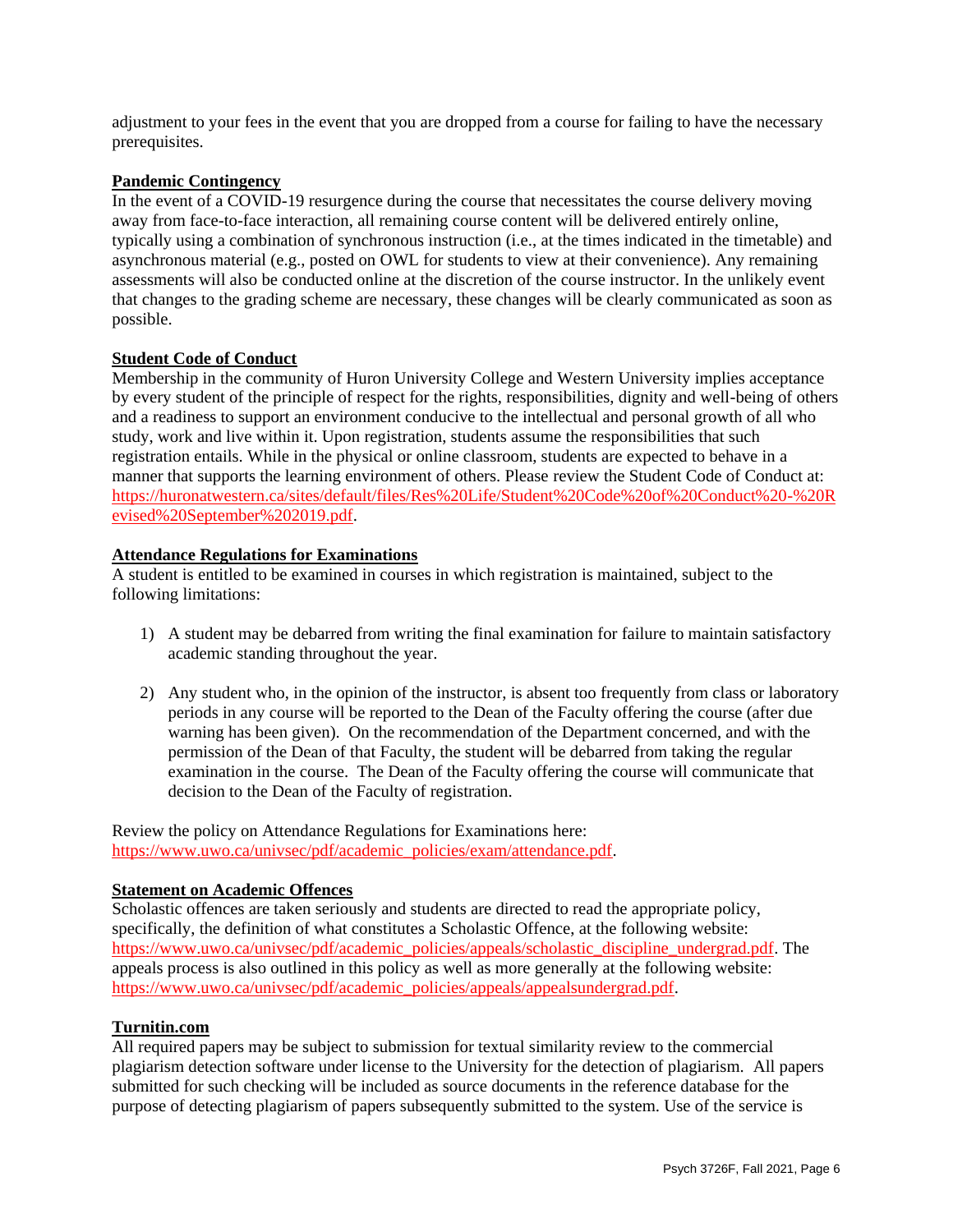adjustment to your fees in the event that you are dropped from a course for failing to have the necessary prerequisites.

### Pandemic Contingency

In the event of a COVID-19 resurgence during the course that necessitates the course delivery moving away from face-to-face interaction, all remaining course content will be delivered entirely online, typically using a combination of synchronous instruction (i.e., at the times indicated in the timetable) and asynchronous material (e.g., posted on OWL for students to view at their convenience). Any remaining assessments will also be conducted online at the discretion of the course instructor. In the unlikely event that changes to the grading scheme are necessary, these changes will be clearly communicated as soon as possible.

### Student Code of Conduct

Membership in the community of Huron University College and Western University implies acceptance by every student of the principle of respect for the rights, responsibilities, dignity and well-being of others and a readiness to support an environment conducive to the intellectual and personal growth of all who study, work and live within it. Upon registration, students assume the responsibilities that such registration entails. While in the physical or online classroom, students are expected to behave in a manner that supports the learning environment of others. Please review the Student Code of Conduct at: https://huronatwestern.ca/sites/default/files/Res%20Life/Student%20Code%20of%20Conduct%20-%20Revised%20September%202019.pdf.

### Attendance Regulations for Examinations

A student is entitled to be examined in courses in which registration is maintained, subject to the following limitations:

1) A student may be debarred from writing the final examination for failure to maintain satisfactory academic standing throughout the year.

2) Any student who, in the opinion of the instructor, is absent too frequently from class or laboratory periods in any course will be reported to the Dean of the Faculty offering the course (after due warning has been given). On the recommendation of the Department concerned, and with the permission of the Dean of that Faculty, the student will be debarred from taking the regular examination in the course. The Dean of the Faculty offering the course will communicate that decision to the Dean of the Faculty of registration.

Review the policy on Attendance Regulations for Examinations here: https://www.uwo.ca/univsec/pdf/academic_policies/exam/attendance.pdf.

### Statement on Academic Offences

Scholastic offences are taken seriously and students are directed to read the appropriate policy, specifically, the definition of what constitutes a Scholastic Offence, at the following website: https://www.uwo.ca/univsec/pdf/academic_policies/appeals/scholastic_discipline_undergrad.pdf. The appeals process is also outlined in this policy as well as more generally at the following website: https://www.uwo.ca/univsec/pdf/academic_policies/appeals/appealsundergrad.pdf.

### Turnitin.com

All required papers may be subject to submission for textual similarity review to the commercial plagiarism detection software under license to the University for the detection of plagiarism. All papers submitted for such checking will be included as source documents in the reference database for the purpose of detecting plagiarism of papers subsequently submitted to the system. Use of the service is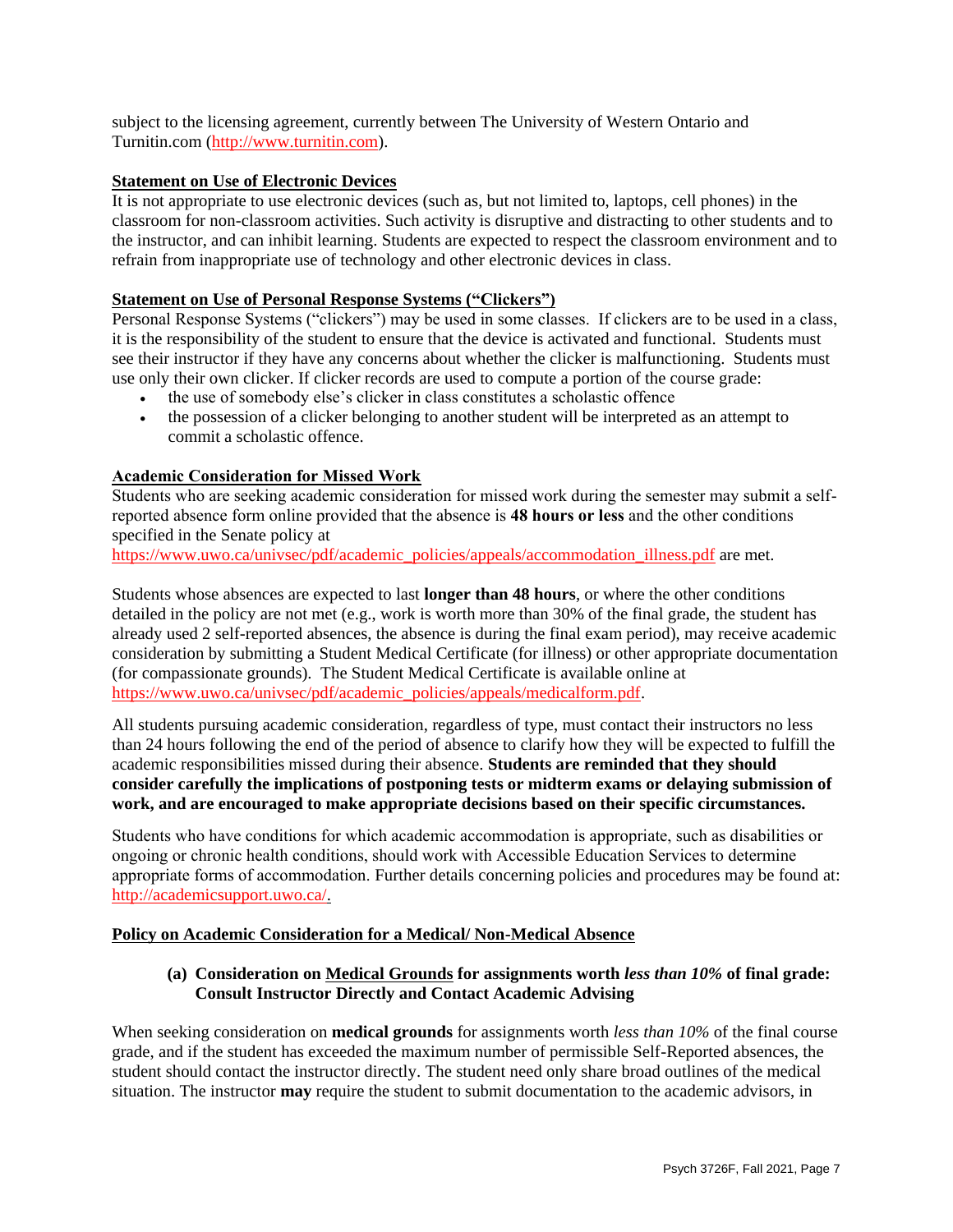subject to the licensing agreement, currently between The University of Western Ontario and Turnitin.com (http://www.turnitin.com).

**Statement on Use of Electronic Devices**

It is not appropriate to use electronic devices (such as, but not limited to, laptops, cell phones) in the classroom for non-classroom activities. Such activity is disruptive and distracting to other students and to the instructor, and can inhibit learning. Students are expected to respect the classroom environment and to refrain from inappropriate use of technology and other electronic devices in class.

**Statement on Use of Personal Response Systems ("Clickers")**

Personal Response Systems ("clickers") may be used in some classes. If clickers are to be used in a class, it is the responsibility of the student to ensure that the device is activated and functional. Students must see their instructor if they have any concerns about whether the clicker is malfunctioning. Students must use only their own clicker. If clicker records are used to compute a portion of the course grade:

- the use of somebody else's clicker in class constitutes a scholastic offence
- the possession of a clicker belonging to another student will be interpreted as an attempt to commit a scholastic offence.

**Academic Consideration for Missed Work**

Students who are seeking academic consideration for missed work during the semester may submit a self-reported absence form online provided that the absence is **48 hours or less** and the other conditions specified in the Senate policy at https://www.uwo.ca/univsec/pdf/academic_policies/appeals/accommodation_illness.pdf are met.

Students whose absences are expected to last **longer than 48 hours**, or where the other conditions detailed in the policy are not met (e.g., work is worth more than 30% of the final grade, the student has already used 2 self-reported absences, the absence is during the final exam period), may receive academic consideration by submitting a Student Medical Certificate (for illness) or other appropriate documentation (for compassionate grounds). The Student Medical Certificate is available online at https://www.uwo.ca/univsec/pdf/academic_policies/appeals/medicalform.pdf.

All students pursuing academic consideration, regardless of type, must contact their instructors no less than 24 hours following the end of the period of absence to clarify how they will be expected to fulfill the academic responsibilities missed during their absence. **Students are reminded that they should consider carefully the implications of postponing tests or midterm exams or delaying submission of work, and are encouraged to make appropriate decisions based on their specific circumstances.**

Students who have conditions for which academic accommodation is appropriate, such as disabilities or ongoing or chronic health conditions, should work with Accessible Education Services to determine appropriate forms of accommodation. Further details concerning policies and procedures may be found at: http://academicsupport.uwo.ca/.

**Policy on Academic Consideration for a Medical/ Non-Medical Absence**

**(a) Consideration on Medical Grounds for assignments worth *less than 10%* of final grade: Consult Instructor Directly and Contact Academic Advising**

When seeking consideration on **medical grounds** for assignments worth *less than 10%* of the final course grade, and if the student has exceeded the maximum number of permissible Self-Reported absences, the student should contact the instructor directly. The student need only share broad outlines of the medical situation. The instructor **may** require the student to submit documentation to the academic advisors, in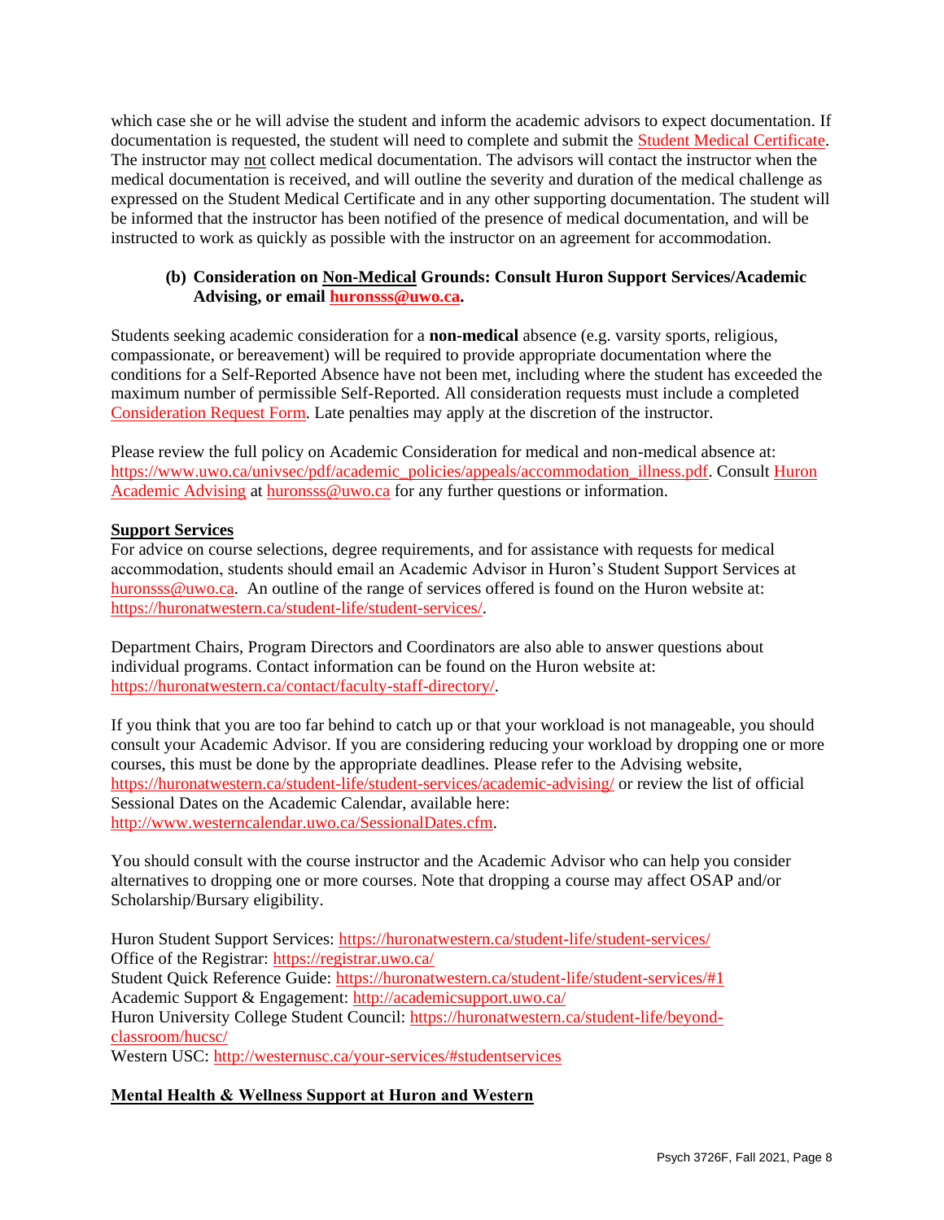which case she or he will advise the student and inform the academic advisors to expect documentation. If documentation is requested, the student will need to complete and submit the Student Medical Certificate. The instructor may not collect medical documentation. The advisors will contact the instructor when the medical documentation is received, and will outline the severity and duration of the medical challenge as expressed on the Student Medical Certificate and in any other supporting documentation. The student will be informed that the instructor has been notified of the presence of medical documentation, and will be instructed to work as quickly as possible with the instructor on an agreement for accommodation.

**(b) Consideration on Non-Medical Grounds: Consult Huron Support Services/Academic Advising, or email huronsss@uwo.ca.**

Students seeking academic consideration for a **non-medical** absence (e.g. varsity sports, religious, compassionate, or bereavement) will be required to provide appropriate documentation where the conditions for a Self-Reported Absence have not been met, including where the student has exceeded the maximum number of permissible Self-Reported. All consideration requests must include a completed Consideration Request Form. Late penalties may apply at the discretion of the instructor.

Please review the full policy on Academic Consideration for medical and non-medical absence at: https://www.uwo.ca/univsec/pdf/academic_policies/appeals/accommodation_illness.pdf. Consult Huron Academic Advising at huronsss@uwo.ca for any further questions or information.

**Support Services**

For advice on course selections, degree requirements, and for assistance with requests for medical accommodation, students should email an Academic Advisor in Huron's Student Support Services at huronsss@uwo.ca. An outline of the range of services offered is found on the Huron website at: https://huronatwestern.ca/student-life/student-services/.

Department Chairs, Program Directors and Coordinators are also able to answer questions about individual programs. Contact information can be found on the Huron website at: https://huronatwestern.ca/contact/faculty-staff-directory/.

If you think that you are too far behind to catch up or that your workload is not manageable, you should consult your Academic Advisor. If you are considering reducing your workload by dropping one or more courses, this must be done by the appropriate deadlines. Please refer to the Advising website, https://huronatwestern.ca/student-life/student-services/academic-advising/ or review the list of official Sessional Dates on the Academic Calendar, available here: http://www.westerncalendar.uwo.ca/SessionalDates.cfm.

You should consult with the course instructor and the Academic Advisor who can help you consider alternatives to dropping one or more courses. Note that dropping a course may affect OSAP and/or Scholarship/Bursary eligibility.

Huron Student Support Services: https://huronatwestern.ca/student-life/student-services/
Office of the Registrar: https://registrar.uwo.ca/
Student Quick Reference Guide: https://huronatwestern.ca/student-life/student-services/#1
Academic Support & Engagement: http://academicsupport.uwo.ca/
Huron University College Student Council: https://huronatwestern.ca/student-life/beyond-classroom/hucsc/
Western USC: http://westernusc.ca/your-services/#studentservices

**Mental Health & Wellness Support at Huron and Western**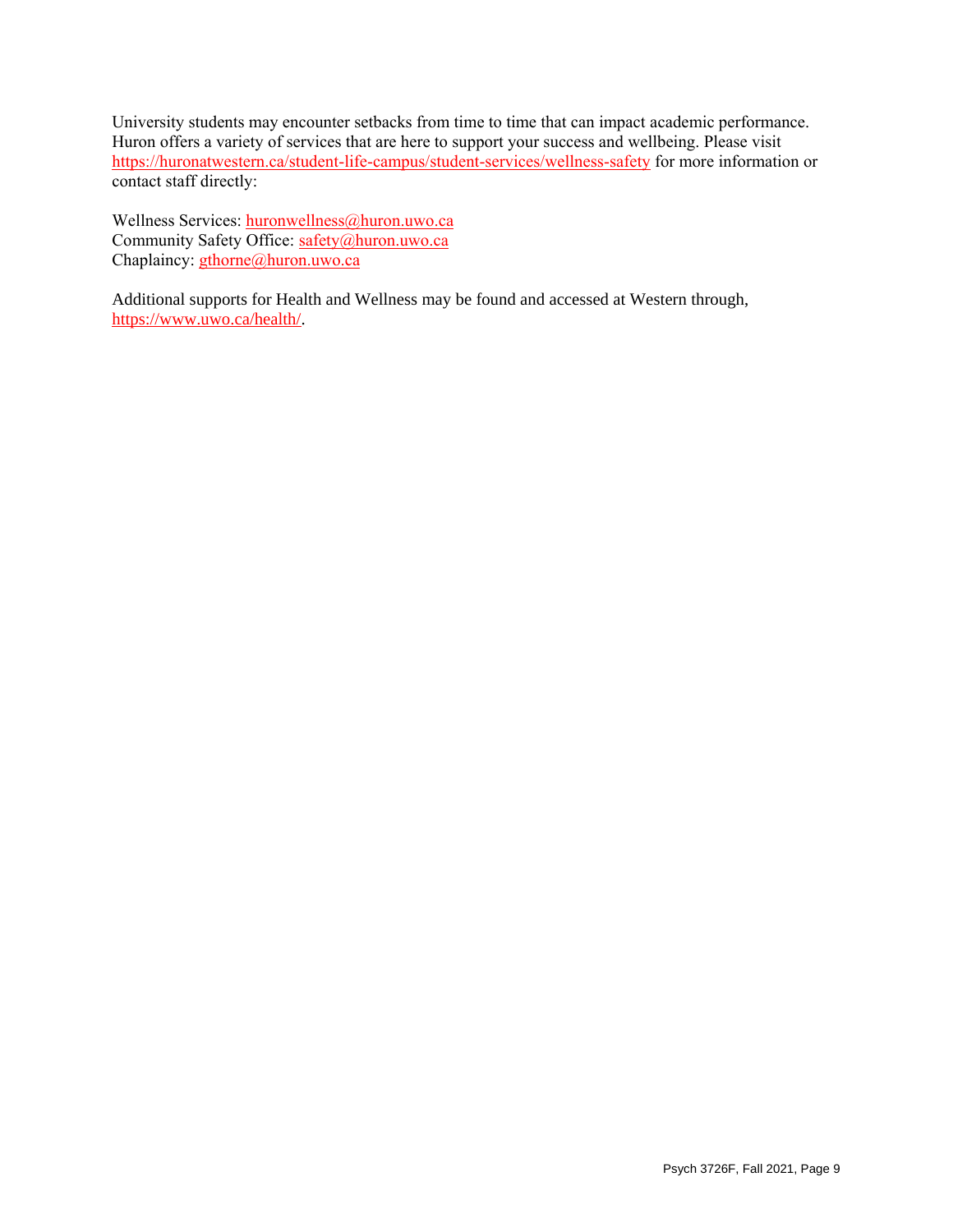University students may encounter setbacks from time to time that can impact academic performance. Huron offers a variety of services that are here to support your success and wellbeing. Please visit https://huronatwestern.ca/student-life-campus/student-services/wellness-safety for more information or contact staff directly:

Wellness Services: huronwellness@huron.uwo.ca
Community Safety Office: safety@huron.uwo.ca
Chaplaincy: gthorne@huron.uwo.ca

Additional supports for Health and Wellness may be found and accessed at Western through, https://www.uwo.ca/health/.